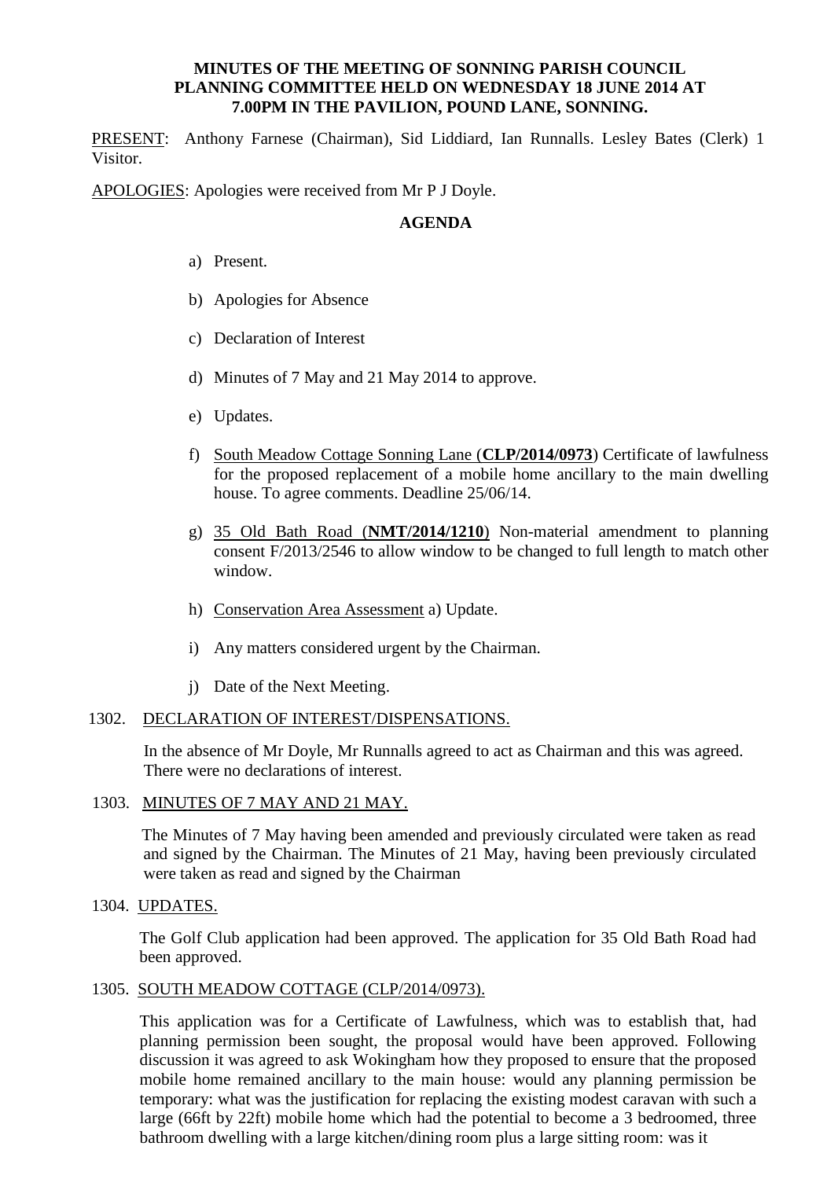**MINUTES OF THE MEETING OF SONNING PARISH COUNCIL PLANNING COMMITTEE HELD ON WEDNESDAY 18 JUNE 2014 AT 7.00PM IN THE PAVILION, POUND LANE, SONNING.**

PRESENT: Anthony Farnese (Chairman), Sid Liddiard, Ian Runnalls. Lesley Bates (Clerk) 1 Visitor.

APOLOGIES: Apologies were received from Mr P J Doyle.

**AGENDA**

a) Present.

b) Apologies for Absence

c) Declaration of Interest

d) Minutes of 7 May and 21 May 2014 to approve.

e) Updates.

f) South Meadow Cottage Sonning Lane (**CLP/2014/0973**) Certificate of lawfulness for the proposed replacement of a mobile home ancillary to the main dwelling house. To agree comments. Deadline 25/06/14.

g) 35 Old Bath Road (**NMT/2014/1210**) Non-material amendment to planning consent F/2013/2546 to allow window to be changed to full length to match other window.

h) Conservation Area Assessment a) Update.

i) Any matters considered urgent by the Chairman.

j) Date of the Next Meeting.

1302. DECLARATION OF INTEREST/DISPENSATIONS.

In the absence of Mr Doyle, Mr Runnalls agreed to act as Chairman and this was agreed. There were no declarations of interest.

1303. MINUTES OF 7 MAY AND 21 MAY.

The Minutes of 7 May having been amended and previously circulated were taken as read and signed by the Chairman. The Minutes of 21 May, having been previously circulated were taken as read and signed by the Chairman

1304. UPDATES.

The Golf Club application had been approved. The application for 35 Old Bath Road had been approved.

1305. SOUTH MEADOW COTTAGE (CLP/2014/0973).

This application was for a Certificate of Lawfulness, which was to establish that, had planning permission been sought, the proposal would have been approved. Following discussion it was agreed to ask Wokingham how they proposed to ensure that the proposed mobile home remained ancillary to the main house: would any planning permission be temporary: what was the justification for replacing the existing modest caravan with such a large (66ft by 22ft) mobile home which had the potential to become a 3 bedroomed, three bathroom dwelling with a large kitchen/dining room plus a large sitting room: was it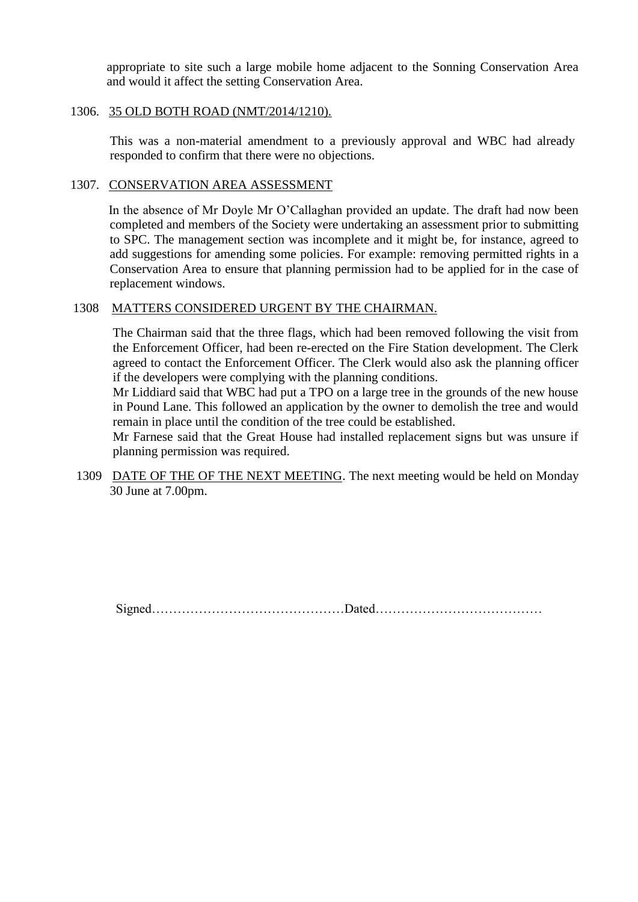appropriate to site such a large mobile home adjacent to the Sonning Conservation Area and would it affect the setting Conservation Area.

1306. <u>35 OLD BOTH ROAD (NMT/2014/1210).</u>

This was a non-material amendment to a previously approval and WBC had already responded to confirm that there were no objections.

1307. <u>CONSERVATION AREA ASSESSMENT</u>

In the absence of Mr Doyle Mr O'Callaghan provided an update. The draft had now been completed and members of the Society were undertaking an assessment prior to submitting to SPC. The management section was incomplete and it might be, for instance, agreed to add suggestions for amending some policies. For example: removing permitted rights in a Conservation Area to ensure that planning permission had to be applied for in the case of replacement windows.

1308 <u>MATTERS CONSIDERED URGENT BY THE CHAIRMAN.</u>

The Chairman said that the three flags, which had been removed following the visit from the Enforcement Officer, had been re-erected on the Fire Station development. The Clerk agreed to contact the Enforcement Officer. The Clerk would also ask the planning officer if the developers were complying with the planning conditions.

Mr Liddiard said that WBC had put a TPO on a large tree in the grounds of the new house in Pound Lane. This followed an application by the owner to demolish the tree and would remain in place until the condition of the tree could be established.

Mr Farnese said that the Great House had installed replacement signs but was unsure if planning permission was required.

1309 <u>DATE OF THE OF THE NEXT MEETING</u>. The next meeting would be held on Monday 30 June at 7.00pm.

Signed………………………………………Dated…………………………………